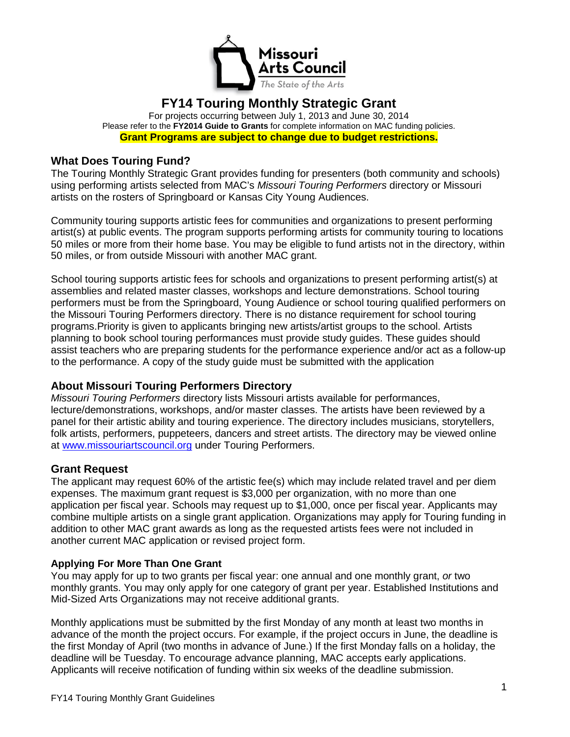# FY14 Touring Monthly Strategic Grant

For projects occurring between July 1, 2013 and June 30, 2014
Please refer to the **FY2014 Guide to Grants** for complete information on MAC funding policies.
**Grant Programs are subject to change due to budget restrictions.**

## What Does Touring Fund?

The Touring Monthly Strategic Grant provides funding for presenters (both community and schools) using performing artists selected from MAC's *Missouri Touring Performers* directory or Missouri artists on the rosters of Springboard or Kansas City Young Audiences.

Community touring supports artistic fees for communities and organizations to present performing artist(s) at public events. The program supports performing artists for community touring to locations 50 miles or more from their home base. You may be eligible to fund artists not in the directory, within 50 miles, or from outside Missouri with another MAC grant.

School touring supports artistic fees for schools and organizations to present performing artist(s) at assemblies and related master classes, workshops and lecture demonstrations. School touring performers must be from the Springboard, Young Audience or school touring qualified performers on the Missouri Touring Performers directory. There is no distance requirement for school touring programs.Priority is given to applicants bringing new artists/artist groups to the school. Artists planning to book school touring performances must provide study guides. These guides should assist teachers who are preparing students for the performance experience and/or act as a follow-up to the performance. A copy of the study guide must be submitted with the application

## About Missouri Touring Performers Directory

*Missouri Touring Performers* directory lists Missouri artists available for performances, lecture/demonstrations, workshops, and/or master classes. The artists have been reviewed by a panel for their artistic ability and touring experience. The directory includes musicians, storytellers, folk artists, performers, puppeteers, dancers and street artists. The directory may be viewed online at www.missouriartscouncil.org under Touring Performers.

## Grant Request

The applicant may request 60% of the artistic fee(s) which may include related travel and per diem expenses. The maximum grant request is $3,000 per organization, with no more than one application per fiscal year. Schools may request up to $1,000, once per fiscal year. Applicants may combine multiple artists on a single grant application. Organizations may apply for Touring funding in addition to other MAC grant awards as long as the requested artists fees were not included in another current MAC application or revised project form.

### Applying For More Than One Grant

You may apply for up to two grants per fiscal year: one annual and one monthly grant, *or* two monthly grants. You may only apply for one category of grant per year. Established Institutions and Mid-Sized Arts Organizations may not receive additional grants.

Monthly applications must be submitted by the first Monday of any month at least two months in advance of the month the project occurs. For example, if the project occurs in June, the deadline is the first Monday of April (two months in advance of June.) If the first Monday falls on a holiday, the deadline will be Tuesday. To encourage advance planning, MAC accepts early applications. Applicants will receive notification of funding within six weeks of the deadline submission.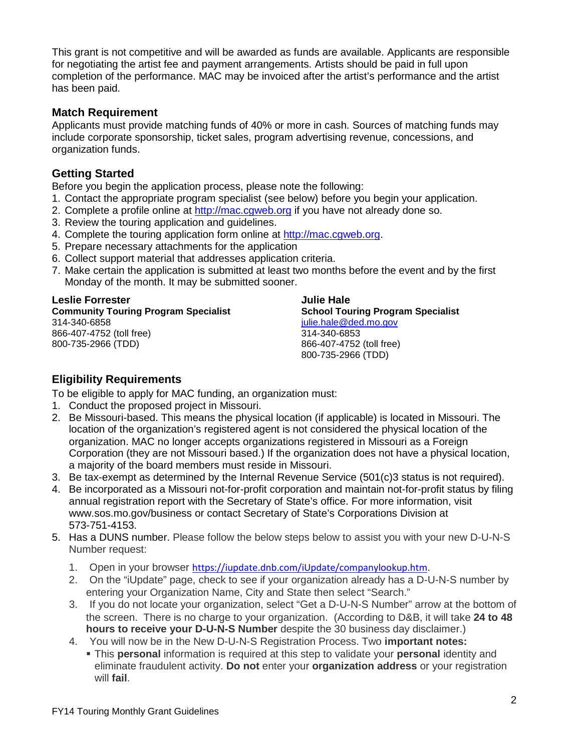This grant is not competitive and will be awarded as funds are available. Applicants are responsible for negotiating the artist fee and payment arrangements. Artists should be paid in full upon completion of the performance. MAC may be invoiced after the artist's performance and the artist has been paid.

## Match Requirement

Applicants must provide matching funds of 40% or more in cash. Sources of matching funds may include corporate sponsorship, ticket sales, program advertising revenue, concessions, and organization funds.

## Getting Started

Before you begin the application process, please note the following:

1. Contact the appropriate program specialist (see below) before you begin your application.
2. Complete a profile online at [http://mac.cgweb.org](http://mac.cgweb.org) if you have not already done so.
3. Review the touring application and guidelines.
4. Complete the touring application form online at [http://mac.cgweb.org](http://mac.cgweb.org).
5. Prepare necessary attachments for the application
6. Collect support material that addresses application criteria.
7. Make certain the application is submitted at least two months before the event and by the first Monday of the month. It may be submitted sooner.

**Leslie Forrester**
**Community Touring Program Specialist**
314-340-6858
866-407-4752 (toll free)
800-735-2966 (TDD)

**Julie Hale**
**School Touring Program Specialist**
[julie.hale@ded.mo.gov](mailto:julie.hale@ded.mo.gov)
314-340-6853
866-407-4752 (toll free)
800-735-2966 (TDD)

## Eligibility Requirements

To be eligible to apply for MAC funding, an organization must:

1. Conduct the proposed project in Missouri.
2. Be Missouri-based. This means the physical location (if applicable) is located in Missouri. The location of the organization's registered agent is not considered the physical location of the organization. MAC no longer accepts organizations registered in Missouri as a Foreign Corporation (they are not Missouri based.) If the organization does not have a physical location, a majority of the board members must reside in Missouri.
3. Be tax-exempt as determined by the Internal Revenue Service (501(c)3 status is not required).
4. Be incorporated as a Missouri not-for-profit corporation and maintain not-for-profit status by filing annual registration report with the Secretary of State's office. For more information, visit www.sos.mo.gov/business or contact Secretary of State's Corporations Division at 573-751-4153.
5. Has a DUNS number. Please follow the below steps below to assist you with your new D-U-N-S Number request:
   1. Open in your browser [https://iupdate.dnb.com/iUpdate/companylookup.htm](https://iupdate.dnb.com/iUpdate/companylookup.htm).
   2. On the "iUpdate" page, check to see if your organization already has a D-U-N-S number by entering your Organization Name, City and State then select "Search."
   3. If you do not locate your organization, select "Get a D-U-N-S Number" arrow at the bottom of the screen. There is no charge to your organization. (According to D&B, it will take **24 to 48 hours to receive your D-U-N-S Number** despite the 30 business day disclaimer.)
   4. You will now be in the New D-U-N-S Registration Process. Two **important notes:**
      - This **personal** information is required at this step to validate your **personal** identity and eliminate fraudulent activity. **Do not** enter your **organization address** or your registration will **fail**.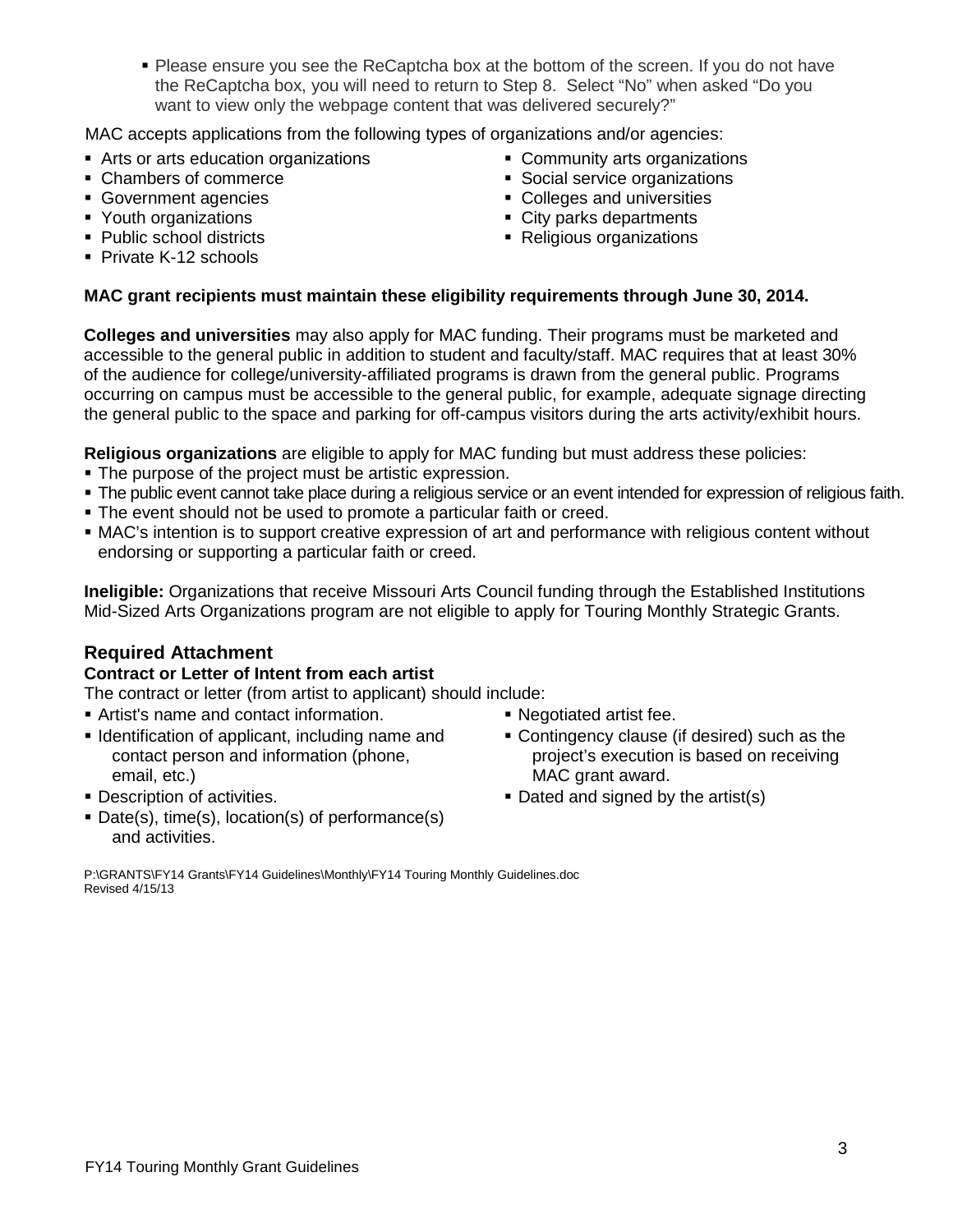- Please ensure you see the ReCaptcha box at the bottom of the screen. If you do not have the ReCaptcha box, you will need to return to Step 8. Select "No" when asked "Do you want to view only the webpage content that was delivered securely?"

MAC accepts applications from the following types of organizations and/or agencies:

- Arts or arts education organizations
- Chambers of commerce
- Government agencies
- Youth organizations
- Public school districts
- Private K-12 schools
- Community arts organizations
- Social service organizations
- Colleges and universities
- City parks departments
- Religious organizations

**MAC grant recipients must maintain these eligibility requirements through June 30, 2014.**

**Colleges and universities** may also apply for MAC funding. Their programs must be marketed and accessible to the general public in addition to student and faculty/staff. MAC requires that at least 30% of the audience for college/university-affiliated programs is drawn from the general public. Programs occurring on campus must be accessible to the general public, for example, adequate signage directing the general public to the space and parking for off-campus visitors during the arts activity/exhibit hours.

**Religious organizations** are eligible to apply for MAC funding but must address these policies:

- The purpose of the project must be artistic expression.
- The public event cannot take place during a religious service or an event intended for expression of religious faith.
- The event should not be used to promote a particular faith or creed.
- MAC's intention is to support creative expression of art and performance with religious content without endorsing or supporting a particular faith or creed.

**Ineligible:** Organizations that receive Missouri Arts Council funding through the Established Institutions Mid-Sized Arts Organizations program are not eligible to apply for Touring Monthly Strategic Grants.

## Required Attachment

**Contract or Letter of Intent from each artist**

The contract or letter (from artist to applicant) should include:

- Artist's name and contact information.
- Identification of applicant, including name and contact person and information (phone, email, etc.)
- Description of activities.
- Date(s), time(s), location(s) of performance(s) and activities.
- Negotiated artist fee.
- Contingency clause (if desired) such as the project's execution is based on receiving MAC grant award.
- Dated and signed by the artist(s)

P:\GRANTS\FY14 Grants\FY14 Guidelines\Monthly\FY14 Touring Monthly Guidelines.doc
Revised 4/15/13